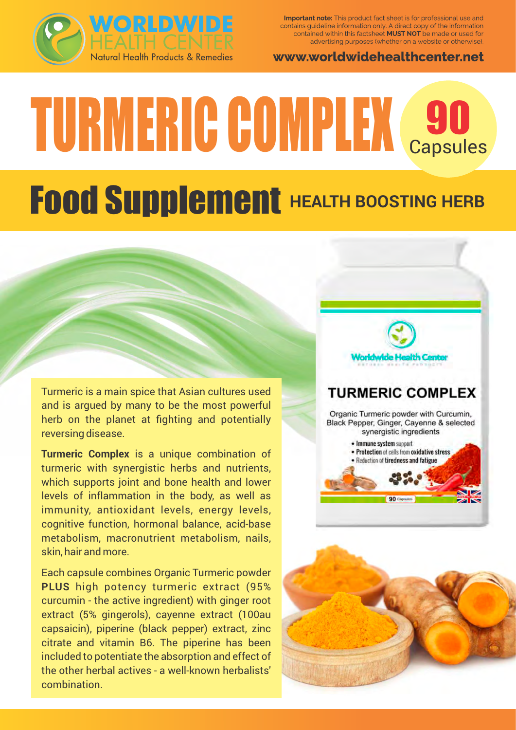**WORLDWIDE HEALTH CENTER**
Natural Health Products & Remedies

**Important note:** This product fact sheet is for professional use and contains guideline information only. A direct copy of the information contained within this factsheet **MUST NOT** be made or used for advertising purposes (whether on a website or otherwise).

**www.worldwidehealthcenter.net**

# TURMERIC COMPLEX

**90** Capsules

## Food Supplement HEALTH BOOSTING HERB

Turmeric is a main spice that Asian cultures used and is argued by many to be the most powerful herb on the planet at fighting and potentially reversing disease.

**Turmeric Complex** is a unique combination of turmeric with synergistic herbs and nutrients, which supports joint and bone health and lower levels of inflammation in the body, as well as immunity, antioxidant levels, energy levels, cognitive function, hormonal balance, acid-base metabolism, macronutrient metabolism, nails, skin, hair and more.

Each capsule combines Organic Turmeric powder **PLUS** high potency turmeric extract (95% curcumin - the active ingredient) with ginger root extract (5% gingerols), cayenne extract (100au capsaicin), piperine (black pepper) extract, zinc citrate and vitamin B6. The piperine has been included to potentiate the absorption and effect of the other herbal actives - a well-known herbalists' combination.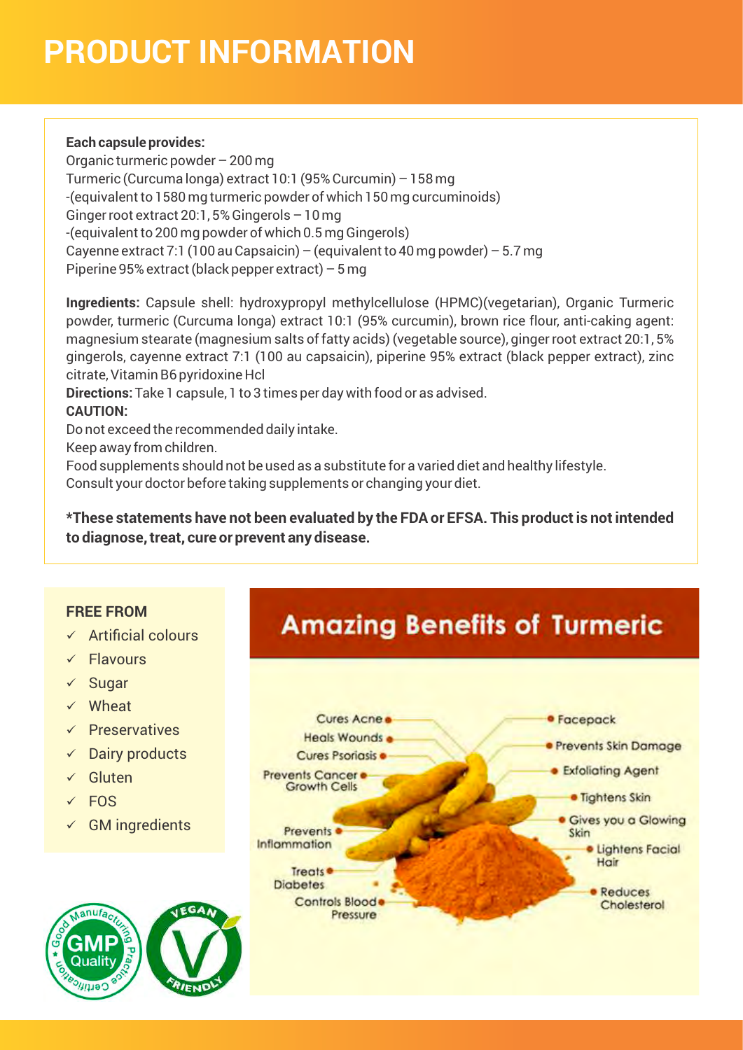# PRODUCT INFORMATION

**Each capsule provides:**
Organic turmeric powder – 200 mg
Turmeric (Curcuma longa) extract 10:1 (95% Curcumin) – 158 mg
-(equivalent to 1580 mg turmeric powder of which 150 mg curcuminoids)
Ginger root extract 20:1, 5% Gingerols – 10 mg
-(equivalent to 200 mg powder of which 0.5 mg Gingerols)
Cayenne extract 7:1 (100 au Capsaicin) – (equivalent to 40 mg powder) – 5.7 mg
Piperine 95% extract (black pepper extract) – 5 mg

**Ingredients:** Capsule shell: hydroxypropyl methylcellulose (HPMC)(vegetarian), Organic Turmeric powder, turmeric (Curcuma longa) extract 10:1 (95% curcumin), brown rice flour, anti-caking agent: magnesium stearate (magnesium salts of fatty acids) (vegetable source), ginger root extract 20:1, 5% gingerols, cayenne extract 7:1 (100 au capsaicin), piperine 95% extract (black pepper extract), zinc citrate, Vitamin B6 pyridoxine Hcl
**Directions:** Take 1 capsule, 1 to 3 times per day with food or as advised.
**CAUTION:**
Do not exceed the recommended daily intake.
Keep away from children.
Food supplements should not be used as a substitute for a varied diet and healthy lifestyle.
Consult your doctor before taking supplements or changing your diet.

**\*These statements have not been evaluated by the FDA or EFSA. This product is not intended to diagnose, treat, cure or prevent any disease.**

**FREE FROM**
- ✓ Artificial colours
- ✓ Flavours
- ✓ Sugar
- ✓ Wheat
- ✓ Preservatives
- ✓ Dairy products
- ✓ Gluten
- ✓ FOS
- ✓ GM ingredients

## Amazing Benefits of Turmeric

- Cures Acne
- Heals Wounds
- Cures Psoriasis
- Prevents Cancer Growth Cells
- Prevents Inflammation
- Treats Diabetes
- Controls Blood Pressure
- Facepack
- Prevents Skin Damage
- Exfoliating Agent
- Tightens Skin
- Gives you a Glowing Skin
- Lightens Facial Hair
- Reduces Cholesterol

Good Manufacturing Practice Certification – GMP Quality

VEGAN FRIENDLY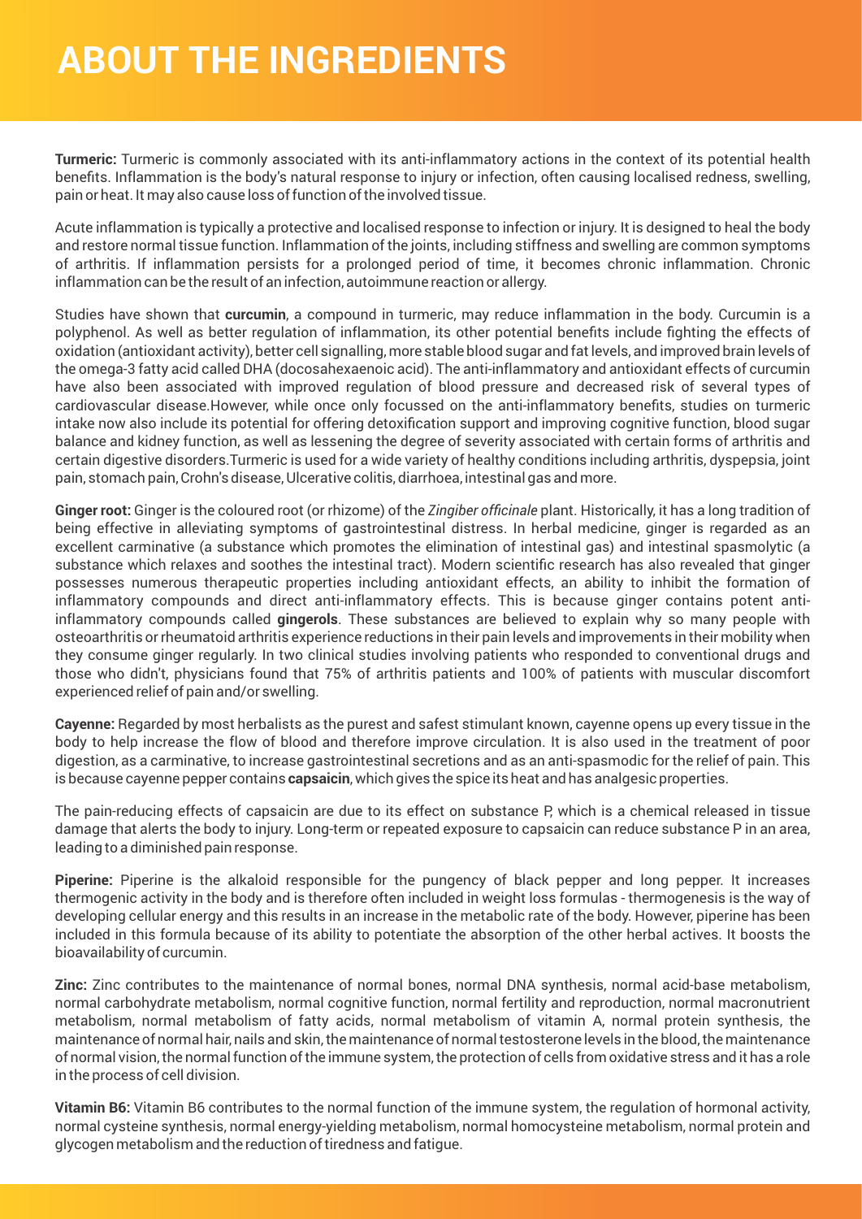# ABOUT THE INGREDIENTS

**Turmeric:** Turmeric is commonly associated with its anti-inflammatory actions in the context of its potential health benefits. Inflammation is the body's natural response to injury or infection, often causing localised redness, swelling, pain or heat. It may also cause loss of function of the involved tissue.

Acute inflammation is typically a protective and localised response to infection or injury. It is designed to heal the body and restore normal tissue function. Inflammation of the joints, including stiffness and swelling are common symptoms of arthritis. If inflammation persists for a prolonged period of time, it becomes chronic inflammation. Chronic inflammation can be the result of an infection, autoimmune reaction or allergy.

Studies have shown that **curcumin**, a compound in turmeric, may reduce inflammation in the body. Curcumin is a polyphenol. As well as better regulation of inflammation, its other potential benefits include fighting the effects of oxidation (antioxidant activity), better cell signalling, more stable blood sugar and fat levels, and improved brain levels of the omega-3 fatty acid called DHA (docosahexaenoic acid). The anti-inflammatory and antioxidant effects of curcumin have also been associated with improved regulation of blood pressure and decreased risk of several types of cardiovascular disease.However, while once only focussed on the anti-inflammatory benefits, studies on turmeric intake now also include its potential for offering detoxification support and improving cognitive function, blood sugar balance and kidney function, as well as lessening the degree of severity associated with certain forms of arthritis and certain digestive disorders.Turmeric is used for a wide variety of healthy conditions including arthritis, dyspepsia, joint pain, stomach pain, Crohn's disease, Ulcerative colitis, diarrhoea, intestinal gas and more.

**Ginger root:** Ginger is the coloured root (or rhizome) of the *Zingiber officinale* plant. Historically, it has a long tradition of being effective in alleviating symptoms of gastrointestinal distress. In herbal medicine, ginger is regarded as an excellent carminative (a substance which promotes the elimination of intestinal gas) and intestinal spasmolytic (a substance which relaxes and soothes the intestinal tract). Modern scientific research has also revealed that ginger possesses numerous therapeutic properties including antioxidant effects, an ability to inhibit the formation of inflammatory compounds and direct anti-inflammatory effects. This is because ginger contains potent anti-inflammatory compounds called **gingerols**. These substances are believed to explain why so many people with osteoarthritis or rheumatoid arthritis experience reductions in their pain levels and improvements in their mobility when they consume ginger regularly. In two clinical studies involving patients who responded to conventional drugs and those who didn't, physicians found that 75% of arthritis patients and 100% of patients with muscular discomfort experienced relief of pain and/or swelling.

**Cayenne:** Regarded by most herbalists as the purest and safest stimulant known, cayenne opens up every tissue in the body to help increase the flow of blood and therefore improve circulation. It is also used in the treatment of poor digestion, as a carminative, to increase gastrointestinal secretions and as an anti-spasmodic for the relief of pain. This is because cayenne pepper contains **capsaicin**, which gives the spice its heat and has analgesic properties.

The pain-reducing effects of capsaicin are due to its effect on substance P, which is a chemical released in tissue damage that alerts the body to injury. Long-term or repeated exposure to capsaicin can reduce substance P in an area, leading to a diminished pain response.

**Piperine:** Piperine is the alkaloid responsible for the pungency of black pepper and long pepper. It increases thermogenic activity in the body and is therefore often included in weight loss formulas - thermogenesis is the way of developing cellular energy and this results in an increase in the metabolic rate of the body. However, piperine has been included in this formula because of its ability to potentiate the absorption of the other herbal actives. It boosts the bioavailability of curcumin.

**Zinc:** Zinc contributes to the maintenance of normal bones, normal DNA synthesis, normal acid-base metabolism, normal carbohydrate metabolism, normal cognitive function, normal fertility and reproduction, normal macronutrient metabolism, normal metabolism of fatty acids, normal metabolism of vitamin A, normal protein synthesis, the maintenance of normal hair, nails and skin, the maintenance of normal testosterone levels in the blood, the maintenance of normal vision, the normal function of the immune system, the protection of cells from oxidative stress and it has a role in the process of cell division.

**Vitamin B6:** Vitamin B6 contributes to the normal function of the immune system, the regulation of hormonal activity, normal cysteine synthesis, normal energy-yielding metabolism, normal homocysteine metabolism, normal protein and glycogen metabolism and the reduction of tiredness and fatigue.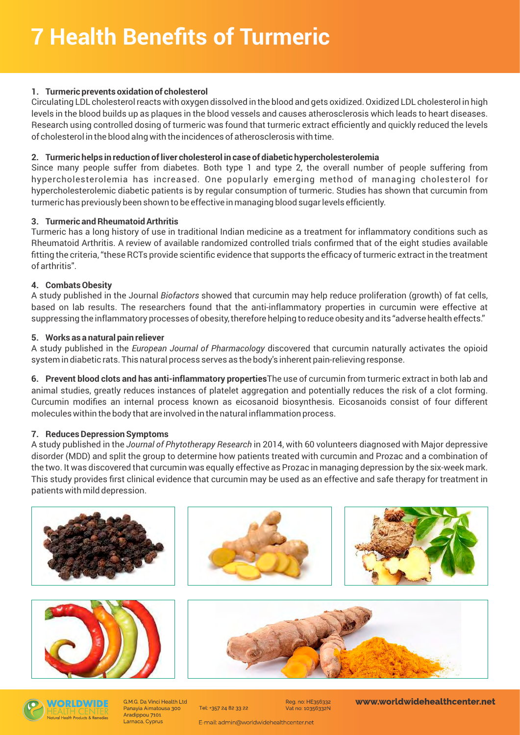# 7 Health Benefits of Turmeric

**1. Turmeric prevents oxidation of cholesterol**

Circulating LDL cholesterol reacts with oxygen dissolved in the blood and gets oxidized. Oxidized LDL cholesterol in high levels in the blood builds up as plaques in the blood vessels and causes atherosclerosis which leads to heart diseases. Research using controlled dosing of turmeric was found that turmeric extract efficiently and quickly reduced the levels of cholesterol in the blood alng with the incidences of atherosclerosis with time.

**2. Turmeric helps in reduction of liver cholesterol in case of diabetic hypercholesterolemia**

Since many people suffer from diabetes. Both type 1 and type 2, the overall number of people suffering from hypercholesterolemia has increased. One popularly emerging method of managing cholesterol for hypercholesterolemic diabetic patients is by regular consumption of turmeric. Studies has shown that curcumin from turmeric has previously been shown to be effective in managing blood sugar levels efficiently.

**3. Turmeric and Rheumatoid Arthritis**

Turmeric has a long history of use in traditional Indian medicine as a treatment for inflammatory conditions such as Rheumatoid Arthritis. A review of available randomized controlled trials confirmed that of the eight studies available fitting the criteria, "these RCTs provide scientific evidence that supports the efficacy of turmeric extract in the treatment of arthritis".

**4. Combats Obesity**

A study published in the Journal *Biofactors* showed that curcumin may help reduce proliferation (growth) of fat cells, based on lab results. The researchers found that the anti-inflammatory properties in curcumin were effective at suppressing the inflammatory processes of obesity, therefore helping to reduce obesity and its "adverse health effects."

**5. Works as a natural pain reliever**

A study published in the *European Journal of Pharmacology* discovered that curcumin naturally activates the opioid system in diabetic rats. This natural process serves as the body's inherent pain-relieving response.

**6. Prevent blood clots and has anti-inflammatory properties** The use of curcumin from turmeric extract in both lab and animal studies, greatly reduces instances of platelet aggregation and potentially reduces the risk of a clot forming. Curcumin modifies an internal process known as eicosanoid biosynthesis. Eicosanoids consist of four different molecules within the body that are involved in the natural inflammation process.

**7. Reduces Depression Symptoms**

A study published in the *Journal of Phytotherapy Research* in 2014, with 60 volunteers diagnosed with Major depressive disorder (MDD) and split the group to determine how patients treated with curcumin and Prozac and a combination of the two. It was discovered that curcumin was equally effective as Prozac in managing depression by the six-week mark. This study provides first clinical evidence that curcumin may be used as an effective and safe therapy for treatment in patients with mild depression.

WORLDWIDE HEALTH CENTER
Natural Health Products & Remedies

G.M.G. Da Vinci Health Ltd
Panayia Aimatousa 300
Aradippou 7101
Larnaca, Cyprus

Tel: +357 24 82 33 22

Reg. no: HE356332
Vat no: 10356332N

E-mail: admin@worldwidehealthcenter.net

www.worldwidehealthcenter.net